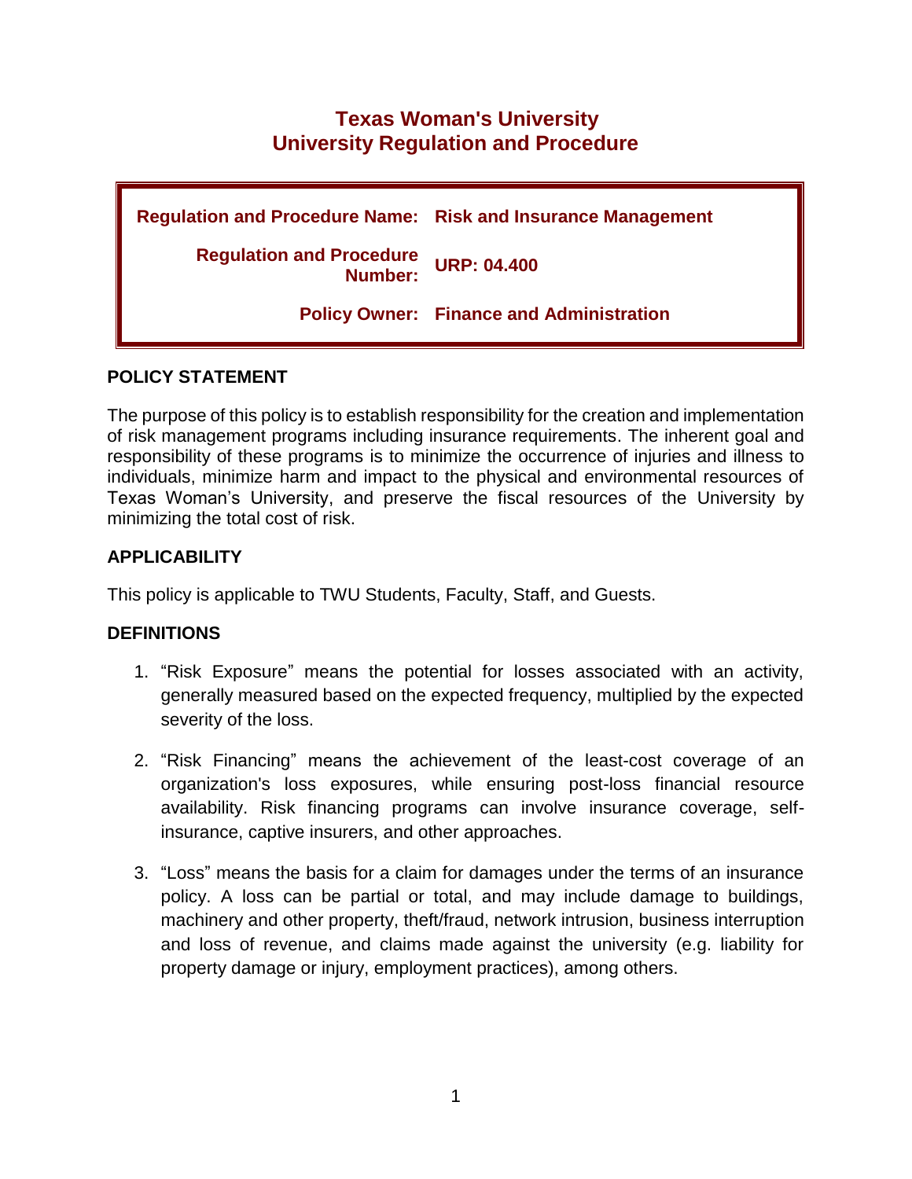# Texas Woman's University
# University Regulation and Procedure

| | |
|---|---|
| **Regulation and Procedure Name:** | **Risk and Insurance Management** |
| **Regulation and Procedure Number:** | **URP: 04.400** |
| **Policy Owner:** | **Finance and Administration** |

## POLICY STATEMENT

The purpose of this policy is to establish responsibility for the creation and implementation of risk management programs including insurance requirements. The inherent goal and responsibility of these programs is to minimize the occurrence of injuries and illness to individuals, minimize harm and impact to the physical and environmental resources of Texas Woman's University, and preserve the fiscal resources of the University by minimizing the total cost of risk.

## APPLICABILITY

This policy is applicable to TWU Students, Faculty, Staff, and Guests.

## DEFINITIONS

1. "Risk Exposure" means the potential for losses associated with an activity, generally measured based on the expected frequency, multiplied by the expected severity of the loss.

2. "Risk Financing" means the achievement of the least-cost coverage of an organization's loss exposures, while ensuring post-loss financial resource availability. Risk financing programs can involve insurance coverage, self-insurance, captive insurers, and other approaches.

3. "Loss" means the basis for a claim for damages under the terms of an insurance policy. A loss can be partial or total, and may include damage to buildings, machinery and other property, theft/fraud, network intrusion, business interruption and loss of revenue, and claims made against the university (e.g. liability for property damage or injury, employment practices), among others.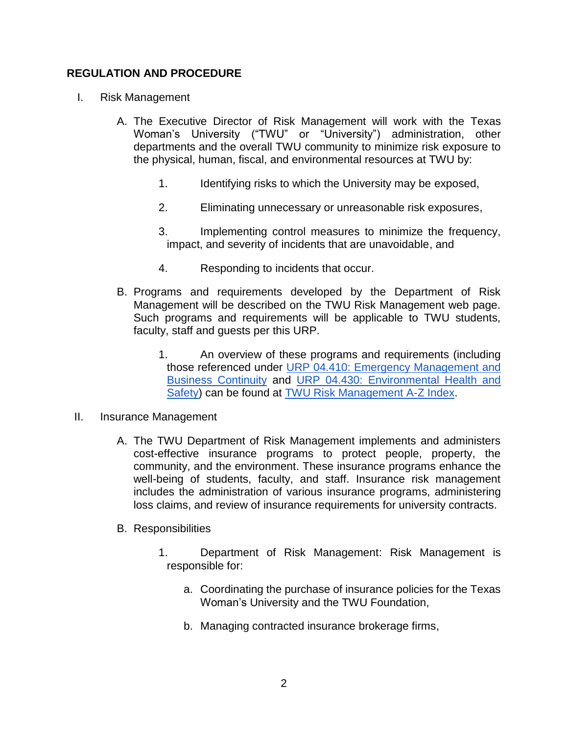## REGULATION AND PROCEDURE

I. Risk Management

A. The Executive Director of Risk Management will work with the Texas Woman's University ("TWU" or "University") administration, other departments and the overall TWU community to minimize risk exposure to the physical, human, fiscal, and environmental resources at TWU by:

1. Identifying risks to which the University may be exposed,

2. Eliminating unnecessary or unreasonable risk exposures,

3. Implementing control measures to minimize the frequency, impact, and severity of incidents that are unavoidable, and

4. Responding to incidents that occur.

B. Programs and requirements developed by the Department of Risk Management will be described on the TWU Risk Management web page. Such programs and requirements will be applicable to TWU students, faculty, staff and guests per this URP.

1. An overview of these programs and requirements (including those referenced under URP 04.410: Emergency Management and Business Continuity and URP 04.430: Environmental Health and Safety) can be found at TWU Risk Management A-Z Index.

II. Insurance Management

A. The TWU Department of Risk Management implements and administers cost-effective insurance programs to protect people, property, the community, and the environment. These insurance programs enhance the well-being of students, faculty, and staff. Insurance risk management includes the administration of various insurance programs, administering loss claims, and review of insurance requirements for university contracts.

B. Responsibilities

1. Department of Risk Management: Risk Management is responsible for:

a. Coordinating the purchase of insurance policies for the Texas Woman's University and the TWU Foundation,

b. Managing contracted insurance brokerage firms,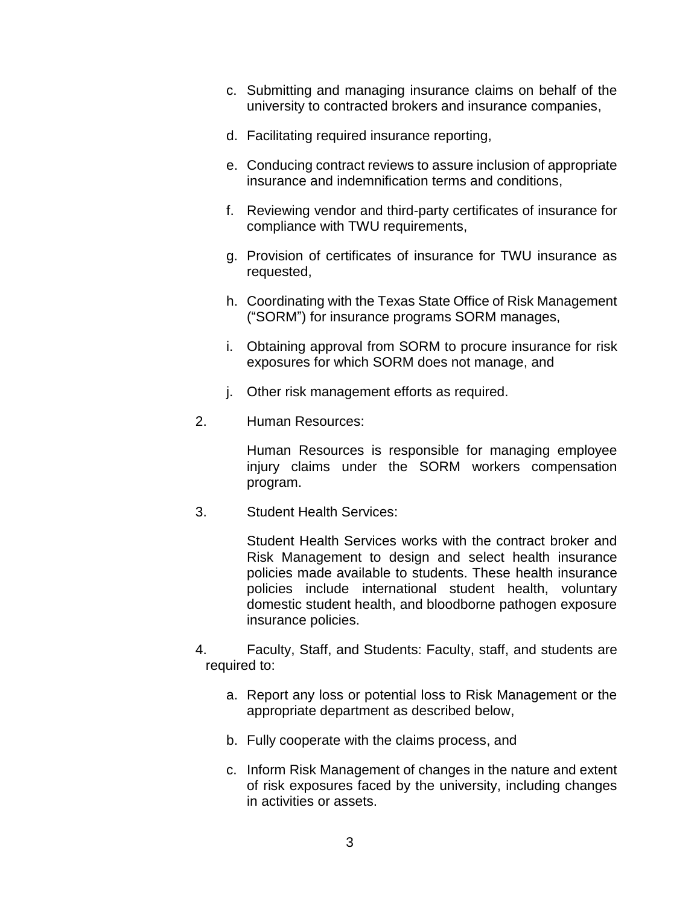c. Submitting and managing insurance claims on behalf of the university to contracted brokers and insurance companies,

d. Facilitating required insurance reporting,

e. Conducing contract reviews to assure inclusion of appropriate insurance and indemnification terms and conditions,

f. Reviewing vendor and third-party certificates of insurance for compliance with TWU requirements,

g. Provision of certificates of insurance for TWU insurance as requested,

h. Coordinating with the Texas State Office of Risk Management ("SORM") for insurance programs SORM manages,

i. Obtaining approval from SORM to procure insurance for risk exposures for which SORM does not manage, and

j. Other risk management efforts as required.

2. Human Resources:

   Human Resources is responsible for managing employee injury claims under the SORM workers compensation program.

3. Student Health Services:

   Student Health Services works with the contract broker and Risk Management to design and select health insurance policies made available to students. These health insurance policies include international student health, voluntary domestic student health, and bloodborne pathogen exposure insurance policies.

4. Faculty, Staff, and Students: Faculty, staff, and students are required to:

   a. Report any loss or potential loss to Risk Management or the appropriate department as described below,

   b. Fully cooperate with the claims process, and

   c. Inform Risk Management of changes in the nature and extent of risk exposures faced by the university, including changes in activities or assets.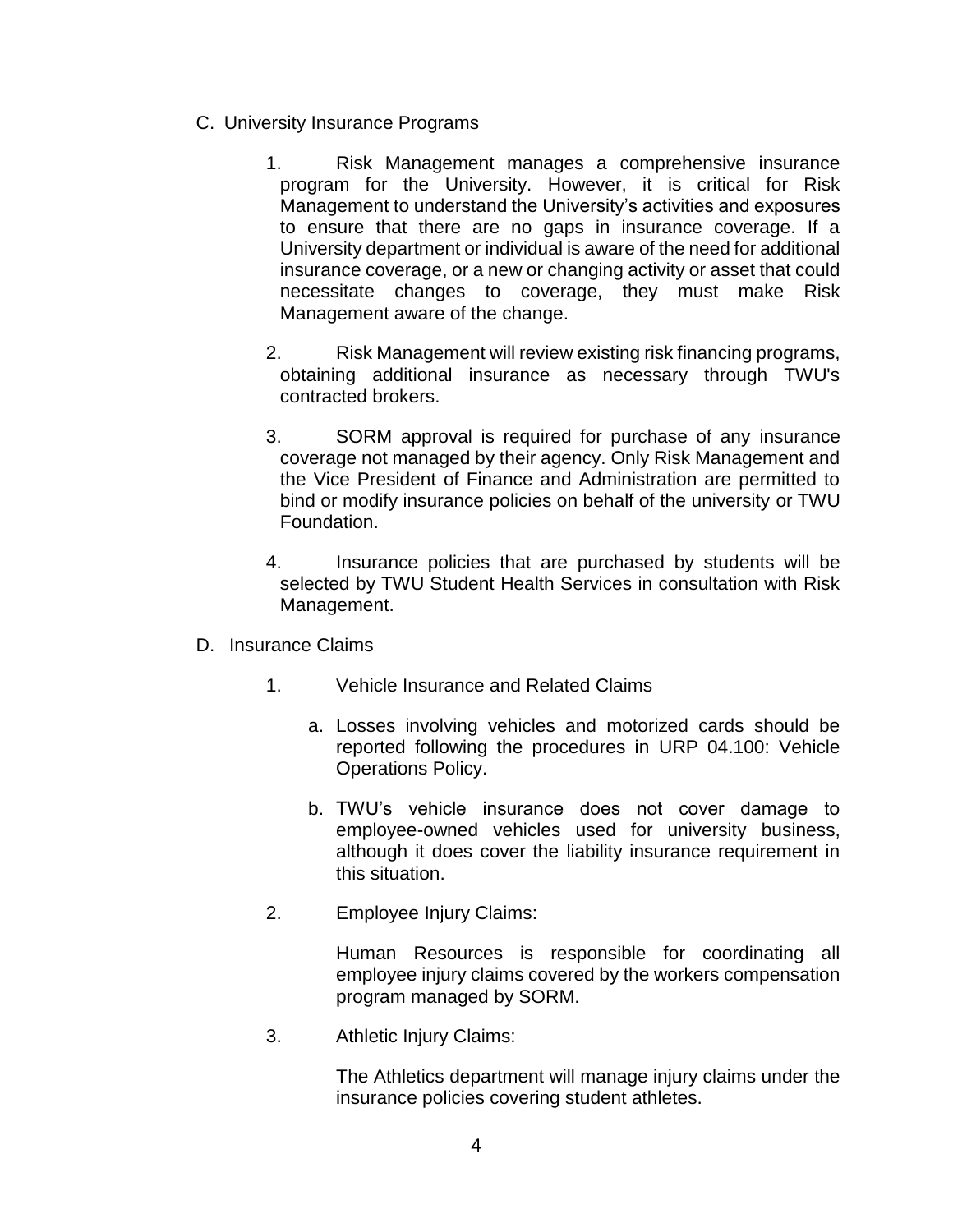C. University Insurance Programs

1. Risk Management manages a comprehensive insurance program for the University. However, it is critical for Risk Management to understand the University's activities and exposures to ensure that there are no gaps in insurance coverage. If a University department or individual is aware of the need for additional insurance coverage, or a new or changing activity or asset that could necessitate changes to coverage, they must make Risk Management aware of the change.

2. Risk Management will review existing risk financing programs, obtaining additional insurance as necessary through TWU's contracted brokers.

3. SORM approval is required for purchase of any insurance coverage not managed by their agency. Only Risk Management and the Vice President of Finance and Administration are permitted to bind or modify insurance policies on behalf of the university or TWU Foundation.

4. Insurance policies that are purchased by students will be selected by TWU Student Health Services in consultation with Risk Management.

D. Insurance Claims

1. Vehicle Insurance and Related Claims

    a. Losses involving vehicles and motorized cards should be reported following the procedures in URP 04.100: Vehicle Operations Policy.

    b. TWU's vehicle insurance does not cover damage to employee-owned vehicles used for university business, although it does cover the liability insurance requirement in this situation.

2. Employee Injury Claims:

    Human Resources is responsible for coordinating all employee injury claims covered by the workers compensation program managed by SORM.

3. Athletic Injury Claims:

    The Athletics department will manage injury claims under the insurance policies covering student athletes.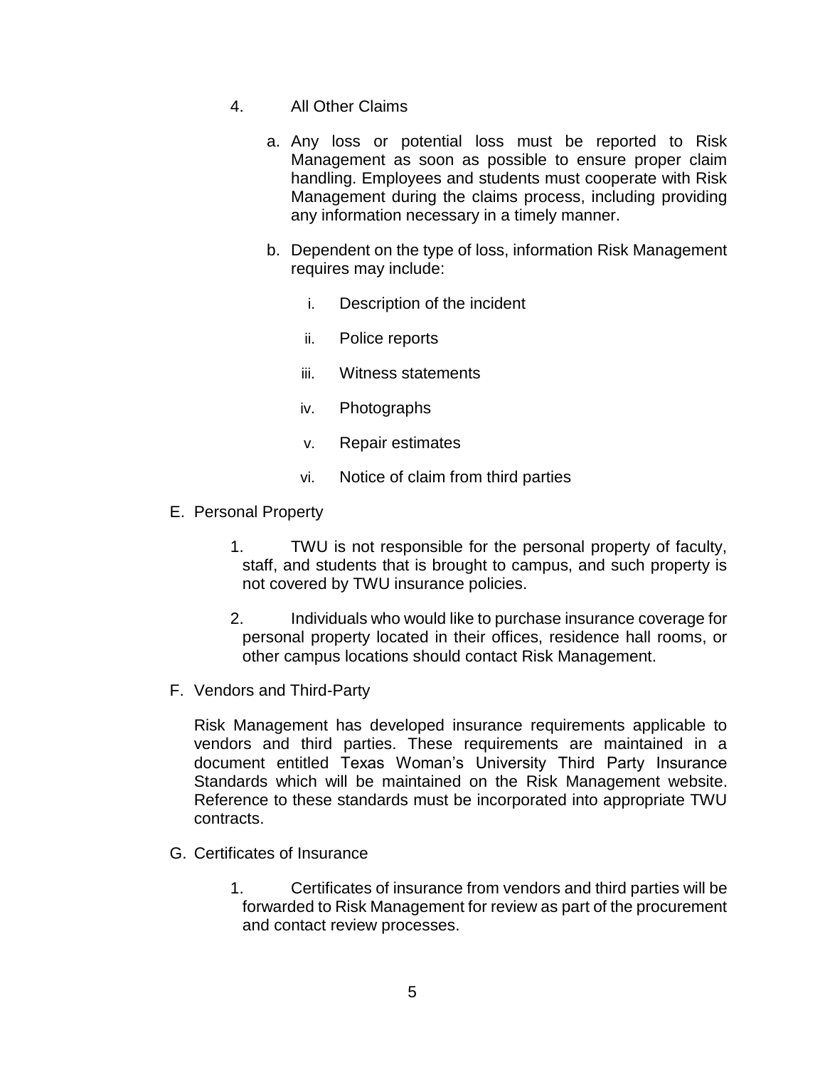4. All Other Claims

   a. Any loss or potential loss must be reported to Risk Management as soon as possible to ensure proper claim handling. Employees and students must cooperate with Risk Management during the claims process, including providing any information necessary in a timely manner.

   b. Dependent on the type of loss, information Risk Management requires may include:

      i. Description of the incident

      ii. Police reports

      iii. Witness statements

      iv. Photographs

      v. Repair estimates

      vi. Notice of claim from third parties

E. Personal Property

   1. TWU is not responsible for the personal property of faculty, staff, and students that is brought to campus, and such property is not covered by TWU insurance policies.

   2. Individuals who would like to purchase insurance coverage for personal property located in their offices, residence hall rooms, or other campus locations should contact Risk Management.

F. Vendors and Third-Party

   Risk Management has developed insurance requirements applicable to vendors and third parties. These requirements are maintained in a document entitled Texas Woman's University Third Party Insurance Standards which will be maintained on the Risk Management website. Reference to these standards must be incorporated into appropriate TWU contracts.

G. Certificates of Insurance

   1. Certificates of insurance from vendors and third parties will be forwarded to Risk Management for review as part of the procurement and contact review processes.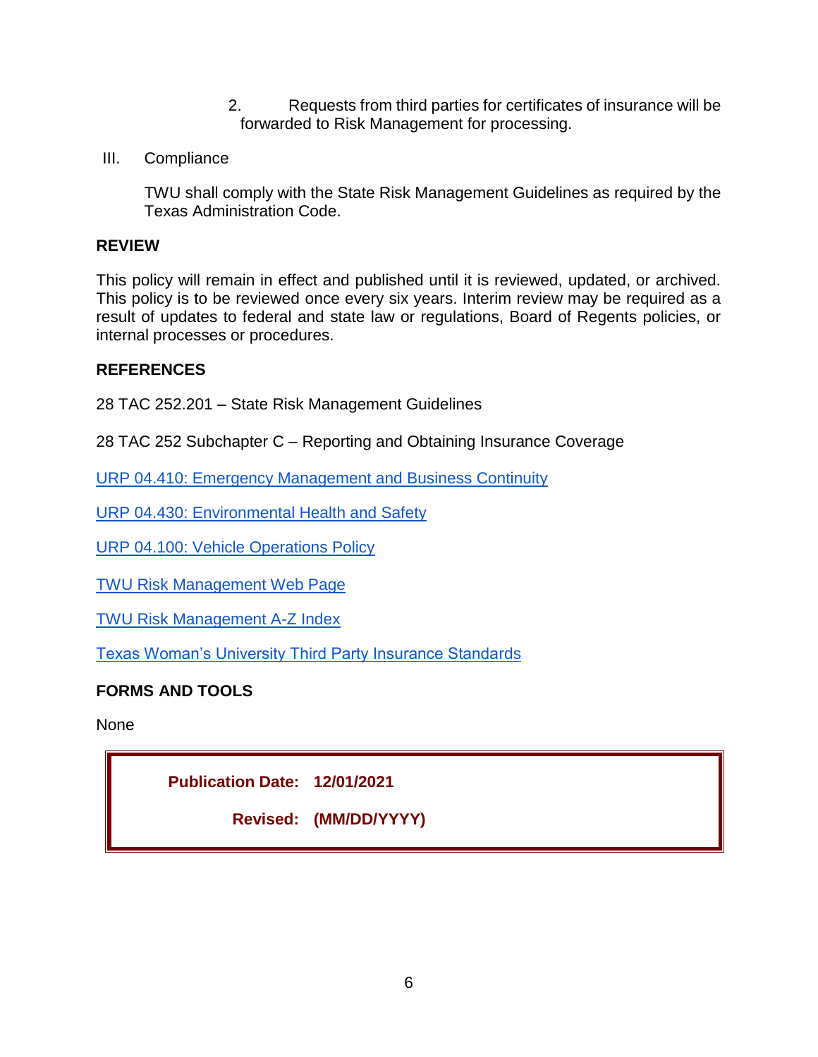2. Requests from third parties for certificates of insurance will be forwarded to Risk Management for processing.

III. Compliance

TWU shall comply with the State Risk Management Guidelines as required by the Texas Administration Code.

**REVIEW**

This policy will remain in effect and published until it is reviewed, updated, or archived. This policy is to be reviewed once every six years. Interim review may be required as a result of updates to federal and state law or regulations, Board of Regents policies, or internal processes or procedures.

**REFERENCES**

28 TAC 252.201 – State Risk Management Guidelines

28 TAC 252 Subchapter C – Reporting and Obtaining Insurance Coverage

URP 04.410: Emergency Management and Business Continuity

URP 04.430: Environmental Health and Safety

URP 04.100: Vehicle Operations Policy

TWU Risk Management Web Page

TWU Risk Management A-Z Index

Texas Woman's University Third Party Insurance Standards

**FORMS AND TOOLS**

None

**Publication Date: 12/01/2021**

**Revised: (MM/DD/YYYY)**